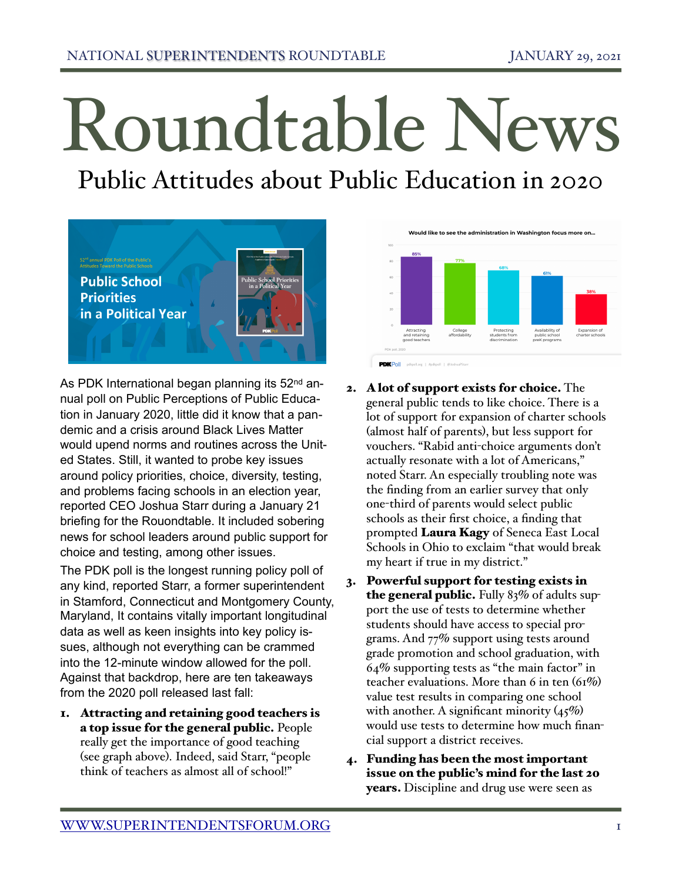# Roundtable News

## Public Attitudes about Public Education in 2020

As PDK International began planning its 52nd annual poll on Public Perceptions of Public Education in January 2020, little did it know that a pandemic and a crisis around Black Lives Matter would upend norms and routines across the United States. Still, it wanted to probe key issues around policy priorities, choice, diversity, testing, and problems facing schools in an election year, reported CEO Joshua Starr during a January 21 briefing for the Rouondtable. It included sobering news for school leaders around public support for choice and testing, among other issues.

The PDK poll is the longest running policy poll of any kind, reported Starr, a former superintendent in Stamford, Connecticut and Montgomery County, Maryland, It contains vitally important longitudinal data as well as keen insights into key policy issues, although not everything can be crammed into the 12-minute window allowed for the poll. Against that backdrop, here are ten takeaways from the 2020 poll released last fall:

1. **Attracting and retaining good teachers is a top issue for the general public.** People really get the importance of good teaching (see graph above). Indeed, said Starr, "people think of teachers as almost all of school!"
2. **A lot of support exists for choice.** The general public tends to like choice. There is a lot of support for expansion of charter schools (almost half of parents), but less support for vouchers. "Rabid anti-choice arguments don't actually resonate with a lot of Americans," noted Starr. An especially troubling note was the finding from an earlier survey that only one-third of parents would select public schools as their first choice, a finding that prompted **Laura Kagy** of Seneca East Local Schools in Ohio to exclaim "that would break my heart if true in my district."
3. **Powerful support for testing exists in the general public.** Fully 83% of adults support the use of tests to determine whether students should have access to special programs. And 77% support using tests around grade promotion and school graduation, with 64% supporting tests as "the main factor" in teacher evaluations. More than 6 in ten (61%) value test results in comparing one school with another. A significant minority (45%) would use tests to determine how much financial support a district receives.
4. **Funding has been the most important issue on the public's mind for the last 20 years.** Discipline and drug use were seen as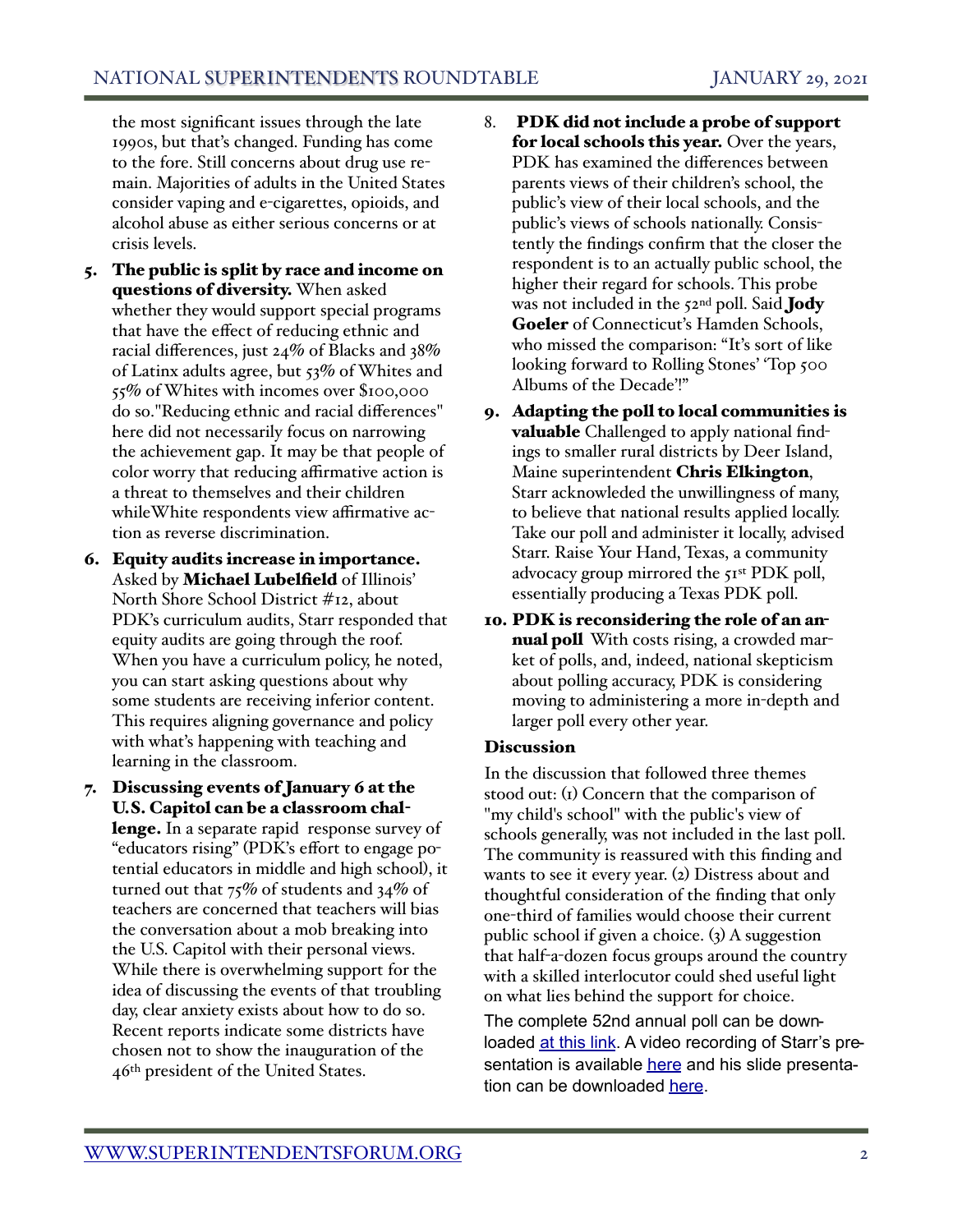the most significant issues through the late 1990s, but that's changed. Funding has come to the fore. Still concerns about drug use remain. Majorities of adults in the United States consider vaping and e-cigarettes, opioids, and alcohol abuse as either serious concerns or at crisis levels.

5. **The public is split by race and income on questions of diversity.** When asked whether they would support special programs that have the effect of reducing ethnic and racial differences, just 24% of Blacks and 38% of Latinx adults agree, but 53% of Whites and 55% of Whites with incomes over $100,000 do so."Reducing ethnic and racial differences" here did not necessarily focus on narrowing the achievement gap. It may be that people of color worry that reducing affirmative action is a threat to themselves and their children whileWhite respondents view affirmative action as reverse discrimination.

6. **Equity audits increase in importance.** Asked by **Michael Lubelfield** of Illinois' North Shore School District #12, about PDK's curriculum audits, Starr responded that equity audits are going through the roof. When you have a curriculum policy, he noted, you can start asking questions about why some students are receiving inferior content. This requires aligning governance and policy with what's happening with teaching and learning in the classroom.

7. **Discussing events of January 6 at the U.S. Capitol can be a classroom challenge.** In a separate rapid response survey of "educators rising" (PDK's effort to engage potential educators in middle and high school), it turned out that 75% of students and 34% of teachers are concerned that teachers will bias the conversation about a mob breaking into the U.S. Capitol with their personal views. While there is overwhelming support for the idea of discussing the events of that troubling day, clear anxiety exists about how to do so. Recent reports indicate some districts have chosen not to show the inauguration of the 46th president of the United States.

8. **PDK did not include a probe of support for local schools this year.** Over the years, PDK has examined the differences between parents views of their children's school, the public's view of their local schools, and the public's views of schools nationally. Consistently the findings confirm that the closer the respondent is to an actually public school, the higher their regard for schools. This probe was not included in the 52nd poll. Said **Jody Goeler** of Connecticut's Hamden Schools, who missed the comparison: "It's sort of like looking forward to Rolling Stones' 'Top 500 Albums of the Decade'!"

9. **Adapting the poll to local communities is valuable** Challenged to apply national findings to smaller rural districts by Deer Island, Maine superintendent **Chris Elkington**, Starr acknowleded the unwillingness of many, to believe that national results applied locally. Take our poll and administer it locally, advised Starr. Raise Your Hand, Texas, a community advocacy group mirrored the 51st PDK poll, essentially producing a Texas PDK poll.

10. **PDK is reconsidering the role of an annual poll** With costs rising, a crowded market of polls, and, indeed, national skepticism about polling accuracy, PDK is considering moving to administering a more in-depth and larger poll every other year.

### Discussion

In the discussion that followed three themes stood out: (1) Concern that the comparison of "my child's school" with the public's view of schools generally, was not included in the last poll. The community is reassured with this finding and wants to see it every year. (2) Distress about and thoughtful consideration of the finding that only one-third of families would choose their current public school if given a choice. (3) A suggestion that half-a-dozen focus groups around the country with a skilled interlocutor could shed useful light on what lies behind the support for choice.

The complete 52nd annual poll can be downloaded at this link. A video recording of Starr's presentation is available here and his slide presentation can be downloaded here.